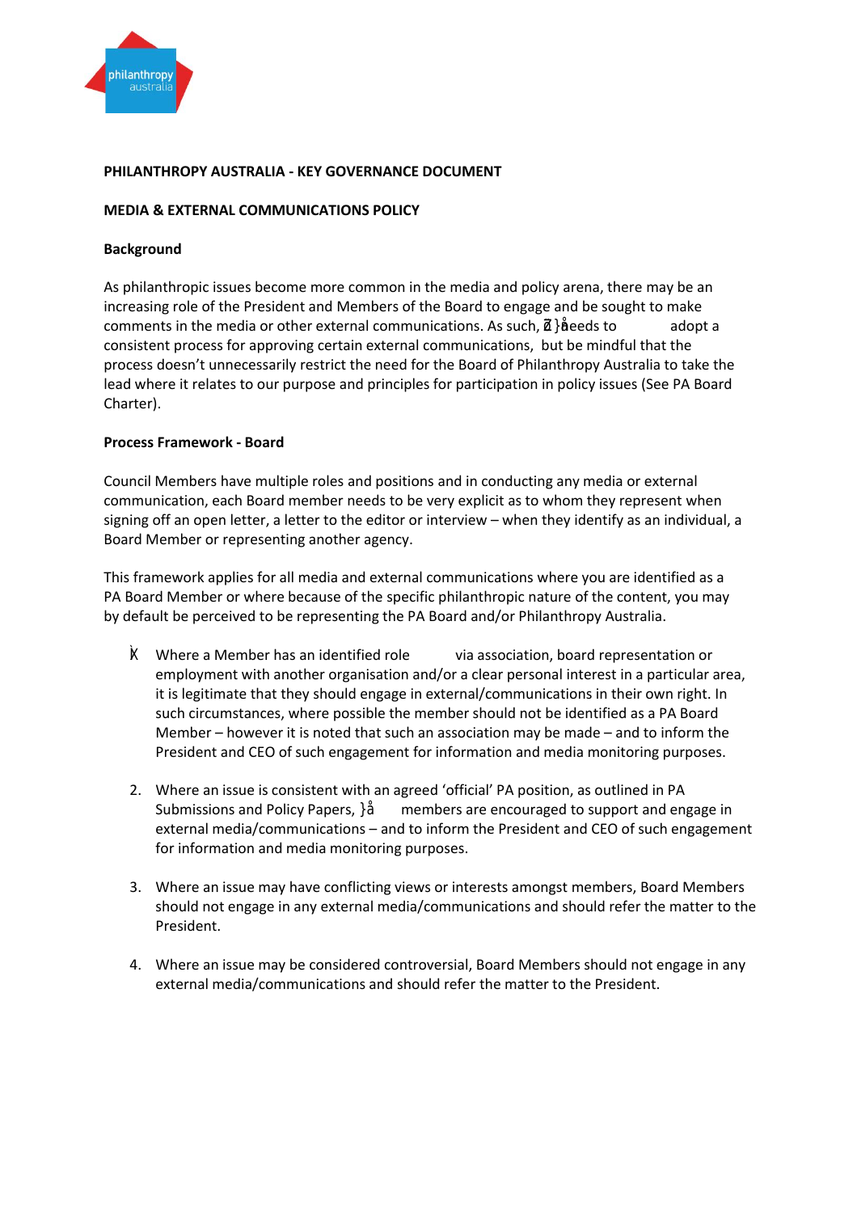**PHILANTHROPY AUSTRALIA - KEY GOVERNANCE DOCUMENT**

**MEDIA & EXTERNAL COMMUNICATIONS POLICY**

**Background**

As philanthropic issues become more common in the media and policy arena, there may be an increasing role of the President and Members of the Board to engage and be sought to make comments in the media or other external communications. As such, Ž }å ñeeds to adopt a consistent process for approving certain external communications, but be mindful that the process doesn't unnecessarily restrict the need for the Board of Philanthropy Australia to take the lead where it relates to our purpose and principles for participation in policy issues (See PA Board Charter).

**Process Framework - Board**

Council Members have multiple roles and positions and in conducting any media or external communication, each Board member needs to be very explicit as to whom they represent when signing off an open letter, a letter to the editor or interview – when they identify as an individual, a Board Member or representing another agency.

This framework applies for all media and external communications where you are identified as a PA Board Member or where because of the specific philanthropic nature of the content, you may by default be perceived to be representing the PA Board and/or Philanthropy Australia.

1. Where a Member has an identified role via association, board representation or employment with another organisation and/or a clear personal interest in a particular area, it is legitimate that they should engage in external/communications in their own right. In such circumstances, where possible the member should not be identified as a PA Board Member – however it is noted that such an association may be made – and to inform the President and CEO of such engagement for information and media monitoring purposes.

2. Where an issue is consistent with an agreed 'official' PA position, as outlined in PA Submissions and Policy Papers, }å members are encouraged to support and engage in external media/communications – and to inform the President and CEO of such engagement for information and media monitoring purposes.

3. Where an issue may have conflicting views or interests amongst members, Board Members should not engage in any external media/communications and should refer the matter to the President.

4. Where an issue may be considered controversial, Board Members should not engage in any external media/communications and should refer the matter to the President.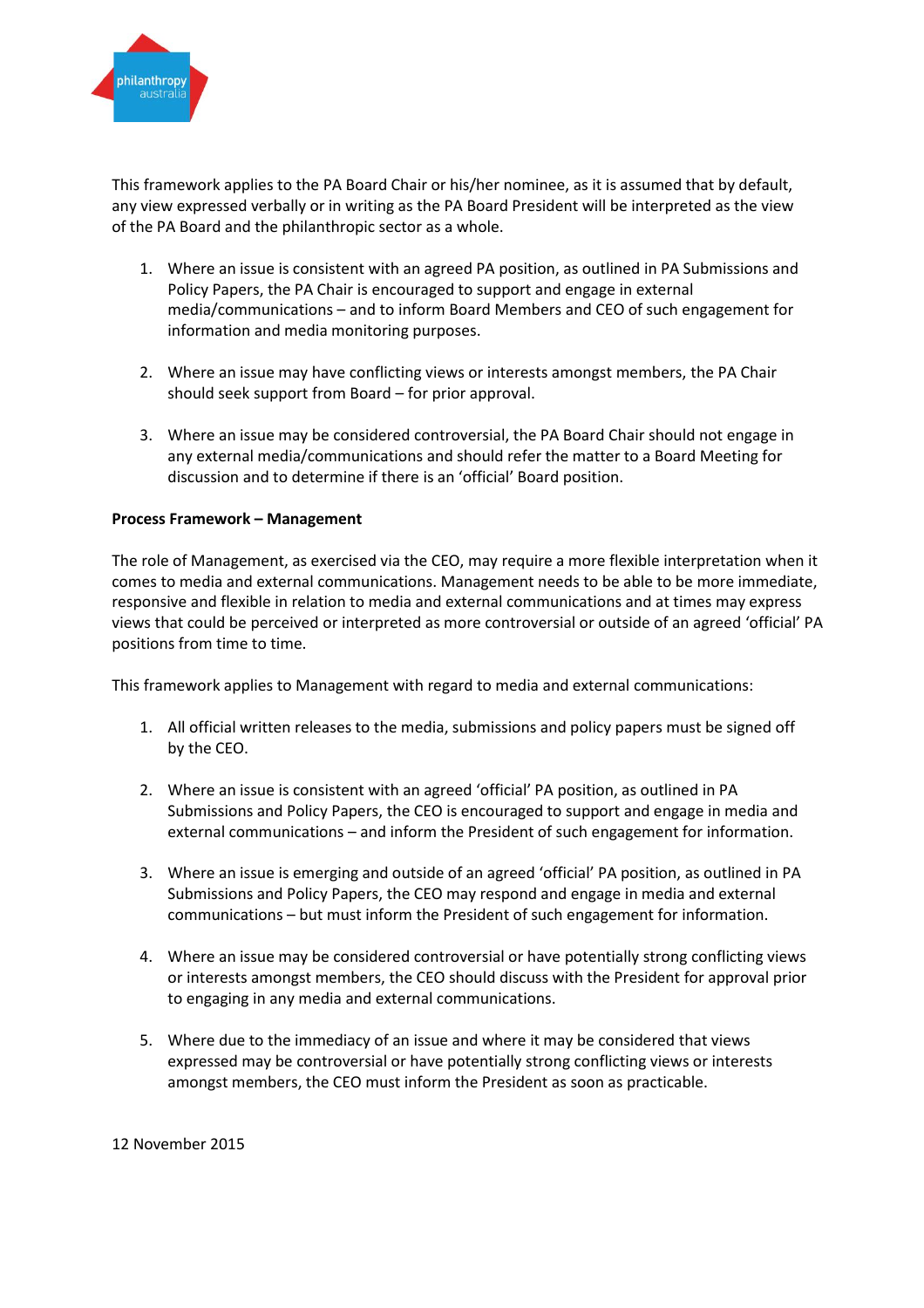This framework applies to the PA Board Chair or his/her nominee, as it is assumed that by default, any view expressed verbally or in writing as the PA Board President will be interpreted as the view of the PA Board and the philanthropic sector as a whole.

1. Where an issue is consistent with an agreed PA position, as outlined in PA Submissions and Policy Papers, the PA Chair is encouraged to support and engage in external media/communications – and to inform Board Members and CEO of such engagement for information and media monitoring purposes.

2. Where an issue may have conflicting views or interests amongst members, the PA Chair should seek support from Board – for prior approval.

3. Where an issue may be considered controversial, the PA Board Chair should not engage in any external media/communications and should refer the matter to a Board Meeting for discussion and to determine if there is an 'official' Board position.

**Process Framework – Management**

The role of Management, as exercised via the CEO, may require a more flexible interpretation when it comes to media and external communications. Management needs to be able to be more immediate, responsive and flexible in relation to media and external communications and at times may express views that could be perceived or interpreted as more controversial or outside of an agreed 'official' PA positions from time to time.

This framework applies to Management with regard to media and external communications:

1. All official written releases to the media, submissions and policy papers must be signed off by the CEO.

2. Where an issue is consistent with an agreed 'official' PA position, as outlined in PA Submissions and Policy Papers, the CEO is encouraged to support and engage in media and external communications – and inform the President of such engagement for information.

3. Where an issue is emerging and outside of an agreed 'official' PA position, as outlined in PA Submissions and Policy Papers, the CEO may respond and engage in media and external communications – but must inform the President of such engagement for information.

4. Where an issue may be considered controversial or have potentially strong conflicting views or interests amongst members, the CEO should discuss with the President for approval prior to engaging in any media and external communications.

5. Where due to the immediacy of an issue and where it may be considered that views expressed may be controversial or have potentially strong conflicting views or interests amongst members, the CEO must inform the President as soon as practicable.

12 November 2015